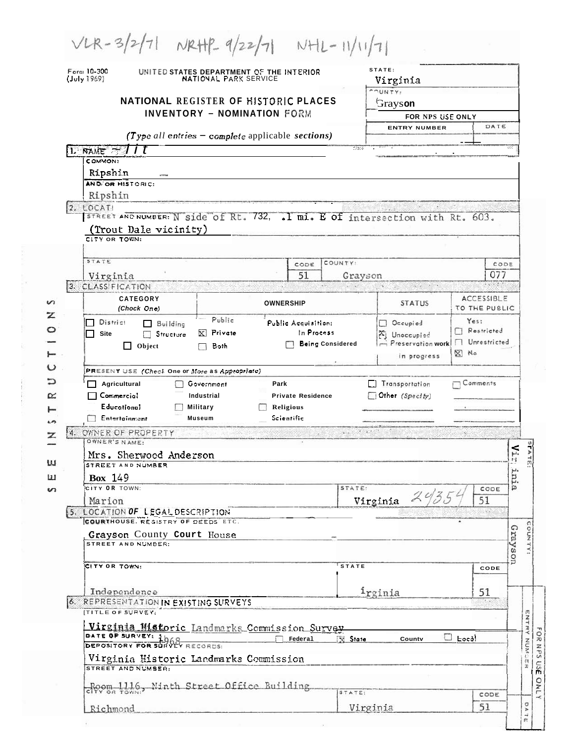VLR-3/2/71 NRHP-9/22/71 NHL-11/11/71

Form 10-300 (July 1969)

UNITED STATES DEPARTMENT OF THE INTERIOR
NATIONAL PARK SERVICE

**NATIONAL REGISTER OF HISTORIC PLACES**
**INVENTORY - NOMINATION FORM**

*(Type all entries - complete applicable sections)*

| STATE: | Virginia |
|---|---|
| COUNTY: | Grayson |
| FOR NPS USE ONLY | |
| ENTRY NUMBER | DATE |

SEE INSTRUCTIONS

## 1. NAME

COMMON:
Ripshin

AND/OR HISTORIC:
Ripshin

## 2. LOCATION

STREET AND NUMBER: N side of Rt. 732, .1 mi. E of intersection with Rt. 603. (Trout Dale vicinity)

CITY OR TOWN:

| STATE | CODE | COUNTY: | CODE |
|---|---|---|---|
| Virginia | 51 | Grayson | 077 |

## 3. CLASSIFICATION

| CATEGORY (Check One) | OWNERSHIP | | STATUS | ACCESSIBLE TO THE PUBLIC |
|---|---|---|---|---|
| ☐ District ☐ Building | Public | Public Acquisition: | ☐ Occupied | Yes: |
| ☐ Site ☐ Structure | ☒ Private | In Process | ☒ Unoccupied | ☐ Restricted |
| ☐ Object | ☐ Both | ☐ Being Considered | ☐ Preservation work in progress | ☐ Unrestricted |
| | | | | ☒ No |

PRESENT USE (Check One or More as Appropriate)

| | | | | |
|---|---|---|---|---|
| ☐ Agricultural | ☐ Government | Park | ☐ Transportation | ☐ Comments |
| ☐ Commercial | Industrial | Private Residence | ☐ Other (Specify) | |
| Educational | ☐ Military | ☐ Religious | | |
| ☐ Entertainment | Museum | Scientific | | |

## 4. OWNER OF PROPERTY

OWNER'S NAME:
Mrs. Sherwood Anderson

STREET AND NUMBER:
**Box** 149

| CITY OR TOWN: | STATE: | CODE |
|---|---|---|
| Marion | Virginia 24354 | 51 |

STATE: Virginia

## 5. LOCATION OF LEGAL DESCRIPTION

COURTHOUSE, REGISTRY OF DEEDS, ETC.
Grayson County Court House

STREET AND NUMBER:

| CITY OR TOWN: | STATE | CODE |
|---|---|---|
| Independence | Virginia | 51 |

COUNTY: Grayson

## 6. REPRESENTATION IN EXISTING SURVEYS

TITLE OF SURVEY:
Virginia Historic Landmarks Commission Survey

DATE OF SURVEY: 1968 ☐ Federal ☒ State County ☐ Local

DEPOSITORY FOR SURVEY RECORDS:
Virginia Historic Landmarks Commission

STREET AND NUMBER:
Room 1116, Ninth Street Office Building

| CITY OR TOWN: | STATE: | CODE |
|---|---|---|
| Richmond | Virginia | 51 |

FOR NPS USE ONLY — ENTRY NUMBER — DATE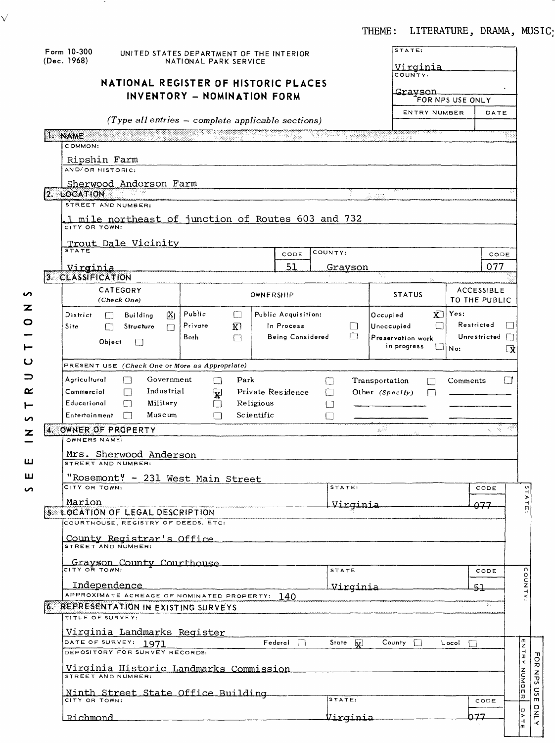THEME: LITERATURE, DRAMA, MUSIC;

Form 10-300
(Dec. 1968)

UNITED STATES DEPARTMENT OF THE INTERIOR
NATIONAL PARK SERVICE

# NATIONAL REGISTER OF HISTORIC PLACES INVENTORY - NOMINATION FORM

*(Type all entries – complete applicable sections)*

| STATE: | |
|---|---|
| Virginia | |
| COUNTY: | |
| Grayson | |
| FOR NPS USE ONLY | |
| ENTRY NUMBER | DATE |
| | |

## 1. NAME

COMMON:

Ripshin Farm

AND/OR HISTORIC:

Sherwood Anderson Farm

## 2. LOCATION

STREET AND NUMBER:

.1 mile northeast of junction of Routes 603 and 732

CITY OR TOWN:

Trout Dale Vicinity

| STATE | CODE | COUNTY: | CODE |
|---|---|---|---|
| Virginia | 51 | Grayson | 077 |

## 3. CLASSIFICATION

| CATEGORY (Check One) | OWNERSHIP | | STATUS | ACCESSIBLE TO THE PUBLIC |
|---|---|---|---|---|
| District [ ] Building [X] | Public [ ] | Public Acquisition: | Occupied [X] | Yes: |
| Site [ ] Structure [ ] | Private [X] | In Process [ ] | Unoccupied [ ] | Restricted [ ] |
| Object [ ] | Both [ ] | Being Considered [ ] | Preservation work in progress [ ] | Unrestricted [ ] |
| | | | | No: [X] |

PRESENT USE *(Check One or More as Appropriate)*

| | | | | | | | | |
|---|---|---|---|---|---|---|---|---|
| Agricultural [ ] | Government [ ] | Park [ ] | Transportation [ ] | Comments [ ] |
| Commercial [ ] | Industrial [X] | Private Residence [ ] | Other *(Specify)* [ ] | |
| Educational [ ] | Military [ ] | Religious [ ] | | |
| Entertainment [ ] | Museum [ ] | Scientific [ ] | | |

## 4. OWNER OF PROPERTY

OWNERS NAME:

Mrs. Sherwood Anderson

STREET AND NUMBER:

"Rosemont" - 231 West Main Street

| CITY OR TOWN: | STATE: | CODE |
|---|---|---|
| Marion | Virginia | 077 |

## 5. LOCATION OF LEGAL DESCRIPTION

COURTHOUSE, REGISTRY OF DEEDS, ETC:

County Registrar's Office

STREET AND NUMBER:

Grayson County Courthouse

| CITY OR TOWN: | STATE | CODE |
|---|---|---|
| Independence | Virginia | 51 |

APPROXIMATE ACREAGE OF NOMINATED PROPERTY: 140

## 6. REPRESENTATION IN EXISTING SURVEYS

TITLE OF SURVEY:

Virginia Landmarks Register

DATE OF SURVEY: 1971 — Federal [ ] State [X] County [ ] Local [ ]

DEPOSITORY FOR SURVEY RECORDS:

Virginia Historic Landmarks Commission

STREET AND NUMBER:

Ninth Street State Office Building

| CITY OR TOWN: | STATE: | CODE |
|---|---|---|
| Richmond | Virginia | 077 |

SEE INSTRUCTIONS

STATE: | COUNTY: | ENTRY NUMBER | DATE | FOR NPS USE ONLY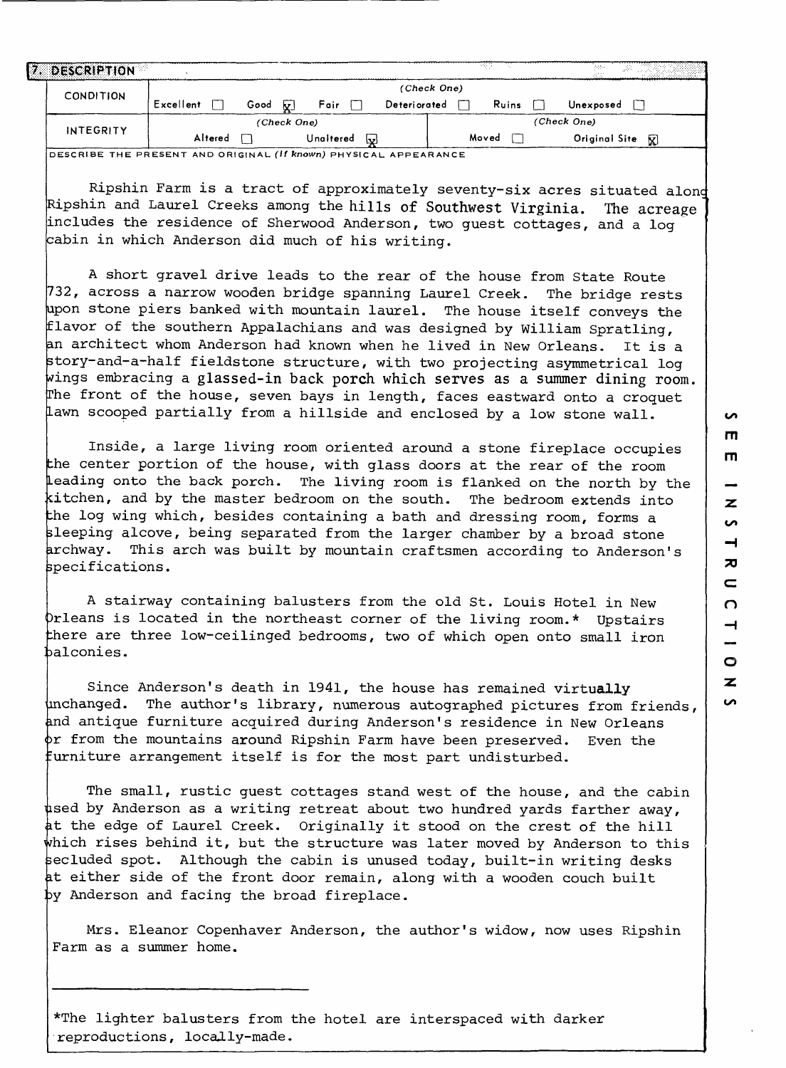## 7. DESCRIPTION

| CONDITION | (Check One) | | | | | |
|---|---|---|---|---|---|---|
| | Excellent ☐ | Good ☒ | Fair ☐ | Deteriorated ☐ | Ruins ☐ | Unexposed ☐ |
| INTEGRITY | (Check One) | | | (Check One) | | |
| | Altered ☐ | Unaltered ☒ | | Moved ☐ | Original Site ☒ | |

DESCRIBE THE PRESENT AND ORIGINAL *(If known)* PHYSICAL APPEARANCE

Ripshin Farm is a tract of approximately seventy-six acres situated along Ripshin and Laurel Creeks among the hills of Southwest Virginia. The acreage includes the residence of Sherwood Anderson, two guest cottages, and a log cabin in which Anderson did much of his writing.

A short gravel drive leads to the rear of the house from State Route 732, across a narrow wooden bridge spanning Laurel Creek. The bridge rests upon stone piers banked with mountain laurel. The house itself conveys the flavor of the southern Appalachians and was designed by William Spratling, an architect whom Anderson had known when he lived in New Orleans. It is a story-and-a-half fieldstone structure, with two projecting asymmetrical log wings embracing a glassed-in back porch which serves as a summer dining room. The front of the house, seven bays in length, faces eastward onto a croquet lawn scooped partially from a hillside and enclosed by a low stone wall.

Inside, a large living room oriented around a stone fireplace occupies the center portion of the house, with glass doors at the rear of the room leading onto the back porch. The living room is flanked on the north by the kitchen, and by the master bedroom on the south. The bedroom extends into the log wing which, besides containing a bath and dressing room, forms a sleeping alcove, being separated from the larger chamber by a broad stone archway. This arch was built by mountain craftsmen according to Anderson's specifications.

A stairway containing balusters from the old St. Louis Hotel in New Orleans is located in the northeast corner of the living room.* Upstairs there are three low-ceilinged bedrooms, two of which open onto small iron balconies.

Since Anderson's death in 1941, the house has remained virtually unchanged. The author's library, numerous autographed pictures from friends, and antique furniture acquired during Anderson's residence in New Orleans or from the mountains around Ripshin Farm have been preserved. Even the furniture arrangement itself is for the most part undisturbed.

The small, rustic guest cottages stand west of the house, and the cabin used by Anderson as a writing retreat about two hundred yards farther away, at the edge of Laurel Creek. Originally it stood on the crest of the hill which rises behind it, but the structure was later moved by Anderson to this secluded spot. Although the cabin is unused today, built-in writing desks at either side of the front door remain, along with a wooden couch built by Anderson and facing the broad fireplace.

Mrs. Eleanor Copenhaver Anderson, the author's widow, now uses Ripshin Farm as a summer home.

---

*The lighter balusters from the hotel are interspaced with darker reproductions, locally-made.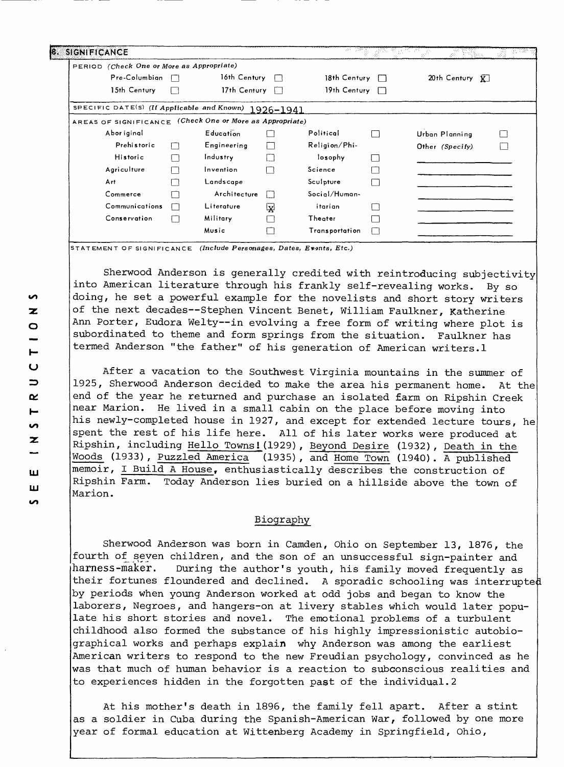## 8. SIGNIFICANCE

PERIOD *(Check One or More as Appropriate)*

| | | | | | | | |
|---|---|---|---|---|---|---|---|
| Pre-Columbian | ☐ | 16th Century | ☐ | 18th Century | ☐ | 20th Century | ☒ |
| 15th Century | ☐ | 17th Century | ☐ | 19th Century | ☐ | | |

SPECIFIC DATE(S) *(If Applicable and Known)* 1926-1941

AREAS OF SIGNIFICANCE *(Check One or More as Appropriate)*

| | | | | | | | |
|---|---|---|---|---|---|---|---|
| Aboriginal | | Education | ☐ | Political | ☐ | Urban Planning | ☐ |
| Prehistoric | ☐ | Engineering | ☐ | Religion/Philosophy | ☐ | Other *(Specify)* | ☐ |
| Historic | ☐ | Industry | ☐ | | | | |
| Agriculture | ☐ | Invention | ☐ | Science | ☐ | | |
| Art | ☐ | Landscape Architecture | ☐ | Sculpture | ☐ | | |
| Commerce | ☐ | | | Social/Humanitarian | ☐ | | |
| Communications | ☐ | Literature | ☒ | | | | |
| Conservation | ☐ | Military | ☐ | Theater | ☐ | | |
| | | Music | ☐ | Transportation | ☐ | | |

STATEMENT OF SIGNIFICANCE *(Include Personages, Dates, Events, Etc.)*

Sherwood Anderson is generally credited with reintroducing subjectivity into American literature through his frankly self-revealing works. By so doing, he set a powerful example for the novelists and short story writers of the next decades--Stephen Vincent Benet, William Faulkner, Katherine Ann Porter, Eudora Welty--in evolving a free form of writing where plot is subordinated to theme and form springs from the situation. Faulkner has termed Anderson "the father" of his generation of American writers.1

After a vacation to the Southwest Virginia mountains in the summer of 1925, Sherwood Anderson decided to make the area his permanent home. At the end of the year he returned and purchase an isolated farm on Ripshin Creek near Marion. He lived in a small cabin on the place before moving into his newly-completed house in 1927, and except for extended lecture tours, he spent the rest of his life here. All of his later works were produced at Ripshin, including Hello Towns! (1929), Beyond Desire (1932), Death in the Woods (1933), Puzzled America (1935), and Home Town (1940). A published memoir, I Build A House, enthusiastically describes the construction of Ripshin Farm. Today Anderson lies buried on a hillside above the town of Marion.

### Biography

Sherwood Anderson was born in Camden, Ohio on September 13, 1876, the fourth of seven children, and the son of an unsuccessful sign-painter and harness-maker. During the author's youth, his family moved frequently as their fortunes floundered and declined. A sporadic schooling was interrupted by periods when young Anderson worked at odd jobs and began to know the laborers, Negroes, and hangers-on at livery stables which would later populate his short stories and novel. The emotional problems of a turbulent childhood also formed the substance of his highly impressionistic autobiographical works and perhaps explain why Anderson was among the earliest American writers to respond to the new Freudian psychology, convinced as he was that much of human behavior is a reaction to subconscious realities and to experiences hidden in the forgotten past of the individual.2

At his mother's death in 1896, the family fell apart. After a stint as a soldier in Cuba during the Spanish-American War, followed by one more year of formal education at Wittenberg Academy in Springfield, Ohio,

SEE INSTRUCTIONS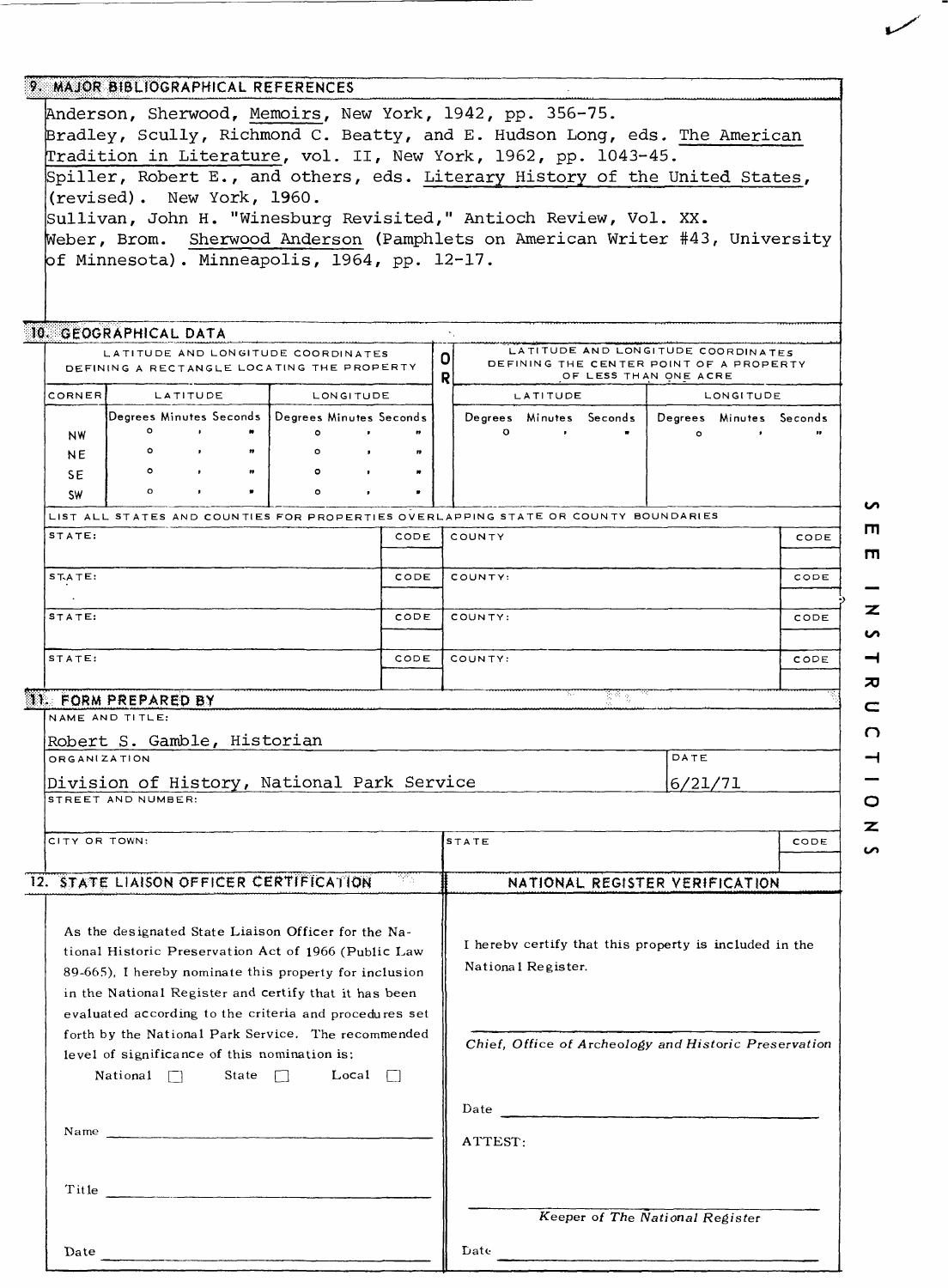## 9. MAJOR BIBLIOGRAPHICAL REFERENCES

Anderson, Sherwood, Memoirs, New York, 1942, pp. 356-75.

Bradley, Scully, Richmond C. Beatty, and E. Hudson Long, eds. The American Tradition in Literature, vol. II, New York, 1962, pp. 1043-45.

Spiller, Robert E., and others, eds. Literary History of the United States, (revised). New York, 1960.

Sullivan, John H. "Winesburg Revisited," Antioch Review, Vol. XX.

Weber, Brom. Sherwood Anderson (Pamphlets on American Writer #43, University of Minnesota). Minneapolis, 1964, pp. 12-17.

## 10. GEOGRAPHICAL DATA

| LATITUDE AND LONGITUDE COORDINATES DEFINING A RECTANGLE LOCATING THE PROPERTY | | | OR | LATITUDE AND LONGITUDE COORDINATES DEFINING THE CENTER POINT OF A PROPERTY OF LESS THAN ONE ACRE | |
|---|---|---|---|---|---|
| CORNER | LATITUDE | LONGITUDE | | LATITUDE | LONGITUDE |
| | Degrees Minutes Seconds | Degrees Minutes Seconds | | Degrees Minutes Seconds | Degrees Minutes Seconds |
| NW | ° ' " | ° ' " | | ° ' " | ° ' " |
| NE | ° ' " | ° ' " | | | |
| SE | ° ' " | ° ' " | | | |
| SW | ° ' " | ° ' " | | | |

LIST ALL STATES AND COUNTIES FOR PROPERTIES OVERLAPPING STATE OR COUNTY BOUNDARIES

| STATE: | CODE | COUNTY: | CODE |
|---|---|---|---|
| STATE: | CODE | COUNTY: | CODE |
| STATE: | CODE | COUNTY: | CODE |
| STATE: | CODE | COUNTY: | CODE |

## 11. FORM PREPARED BY

NAME AND TITLE:

Robert S. Gamble, Historian

ORGANIZATION: Division of History, National Park Service

DATE: 6/21/71

STREET AND NUMBER:

CITY OR TOWN:

STATE:

CODE:

## 12. STATE LIAISON OFFICER CERTIFICATION

As the designated State Liaison Officer for the National Historic Preservation Act of 1966 (Public Law 89-665), I hereby nominate this property for inclusion in the National Register and certify that it has been evaluated according to the criteria and procedures set forth by the National Park Service. The recommended level of significance of this nomination is:

National ☐ State ☐ Local ☐

Name ______________________

Title ______________________

Date ______________________

## NATIONAL REGISTER VERIFICATION

I hereby certify that this property is included in the National Register.

______________________

*Chief, Office of Archeology and Historic Preservation*

Date ______________________

ATTEST:

______________________

*Keeper of The National Register*

Date ______________________

SEE INSTRUCTIONS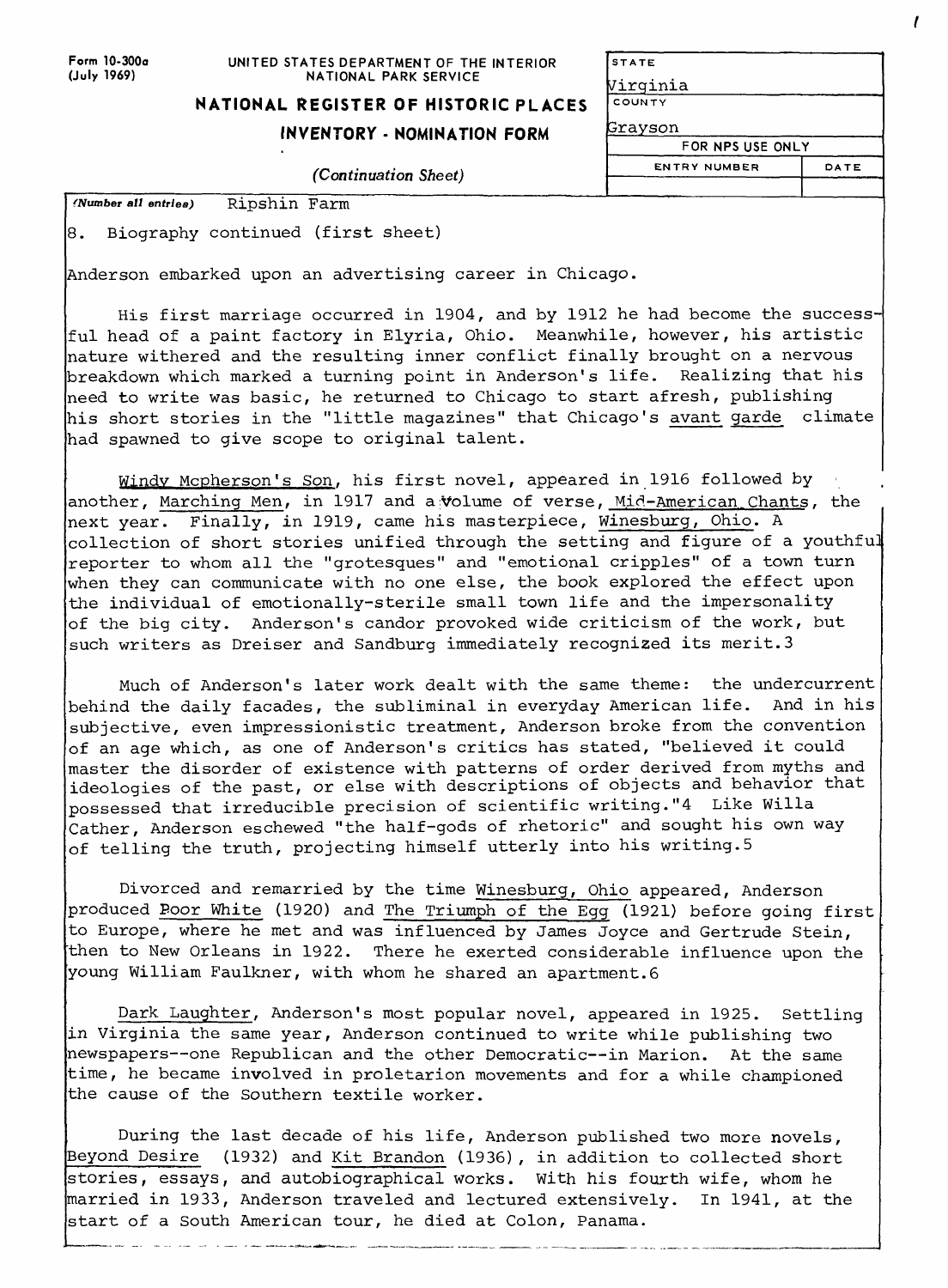Form 10-300a (July 1969)

UNITED STATES DEPARTMENT OF THE INTERIOR
NATIONAL PARK SERVICE

**NATIONAL REGISTER OF HISTORIC PLACES**

**INVENTORY - NOMINATION FORM**

*(Continuation Sheet)*

| STATE | |
|---|---|
| Virginia | |
| COUNTY | |
| Grayson | |
| FOR NPS USE ONLY | |
| ENTRY NUMBER | DATE |
| | |

*(Number all entries)* Ripshin Farm

8. Biography continued (first sheet)

Anderson embarked upon an advertising career in Chicago.

His first marriage occurred in 1904, and by 1912 he had become the successful head of a paint factory in Elyria, Ohio. Meanwhile, however, his artistic nature withered and the resulting inner conflict finally brought on a nervous breakdown which marked a turning point in Anderson's life. Realizing that his need to write was basic, he returned to Chicago to start afresh, publishing his short stories in the "little magazines" that Chicago's avant garde climate had spawned to give scope to original talent.

Windy Mcpherson's Son, his first novel, appeared in 1916 followed by another, Marching Men, in 1917 and a volume of verse, Mid-American Chants, the next year. Finally, in 1919, came his masterpiece, Winesburg, Ohio. A collection of short stories unified through the setting and figure of a youthful reporter to whom all the "grotesques" and "emotional cripples" of a town turn when they can communicate with no one else, the book explored the effect upon the individual of emotionally-sterile small town life and the impersonality of the big city. Anderson's candor provoked wide criticism of the work, but such writers as Dreiser and Sandburg immediately recognized its merit.[3]

Much of Anderson's later work dealt with the same theme: the undercurrent behind the daily facades, the subliminal in everyday American life. And in his subjective, even impressionistic treatment, Anderson broke from the convention of an age which, as one of Anderson's critics has stated, "believed it could master the disorder of existence with patterns of order derived from myths and ideologies of the past, or else with descriptions of objects and behavior that possessed that irreducible precision of scientific writing."[4] Like Willa Cather, Anderson eschewed "the half-gods of rhetoric" and sought his own way of telling the truth, projecting himself utterly into his writing.[5]

Divorced and remarried by the time Winesburg, Ohio appeared, Anderson produced Poor White (1920) and The Triumph of the Egg (1921) before going first to Europe, where he met and was influenced by James Joyce and Gertrude Stein, then to New Orleans in 1922. There he exerted considerable influence upon the young William Faulkner, with whom he shared an apartment.[6]

Dark Laughter, Anderson's most popular novel, appeared in 1925. Settling in Virginia the same year, Anderson continued to write while publishing two newspapers--one Republican and the other Democratic--in Marion. At the same time, he became involved in proletarion movements and for a while championed the cause of the Southern textile worker.

During the last decade of his life, Anderson published two more novels, Beyond Desire (1932) and Kit Brandon (1936), in addition to collected short stories, essays, and autobiographical works. With his fourth wife, whom he married in 1933, Anderson traveled and lectured extensively. In 1941, at the start of a South American tour, he died at Colon, Panama.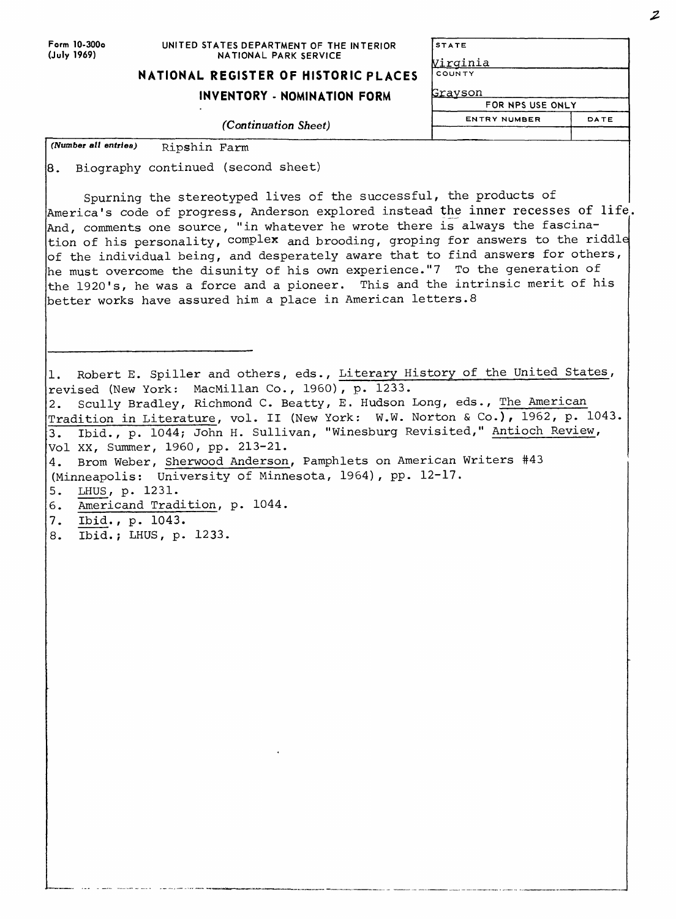Form 10-300a (July 1969)

UNITED STATES DEPARTMENT OF THE INTERIOR
NATIONAL PARK SERVICE

**NATIONAL REGISTER OF HISTORIC PLACES**

**INVENTORY - NOMINATION FORM**

*(Continuation Sheet)*

| STATE | |
|---|---|
| Virginia | |
| COUNTY | |
| Grayson | |
| FOR NPS USE ONLY | |
| ENTRY NUMBER | DATE |
| | |

*(Number all entries)* Ripshin Farm

8. Biography continued (second sheet)

Spurning the stereotyped lives of the successful, the products of America's code of progress, Anderson explored instead the inner recesses of life. And, comments one source, "in whatever he wrote there is always the fascination of his personality, complex and brooding, groping for answers to the riddle of the individual being, and desperately aware that to find answers for others, he must overcome the disunity of his own experience."[7] To the generation of the 1920's, he was a force and a pioneer. This and the intrinsic merit of his better works have assured him a place in American letters.[8]

---

1. Robert E. Spiller and others, eds., Literary History of the United States, revised (New York: MacMillan Co., 1960), p. 1233.
2. Scully Bradley, Richmond C. Beatty, E. Hudson Long, eds., The American Tradition in Literature, vol. II (New York: W.W. Norton & Co.), 1962, p. 1043.
3. Ibid., p. 1044; John H. Sullivan, "Winesburg Revisited," Antioch Review, Vol XX, Summer, 1960, pp. 213-21.
4. Brom Weber, Sherwood Anderson, Pamphlets on American Writers #43 (Minneapolis: University of Minnesota, 1964), pp. 12-17.
5. LHUS, p. 1231.
6. Americand Tradition, p. 1044.
7. Ibid., p. 1043.
8. Ibid.; LHUS, p. 1233.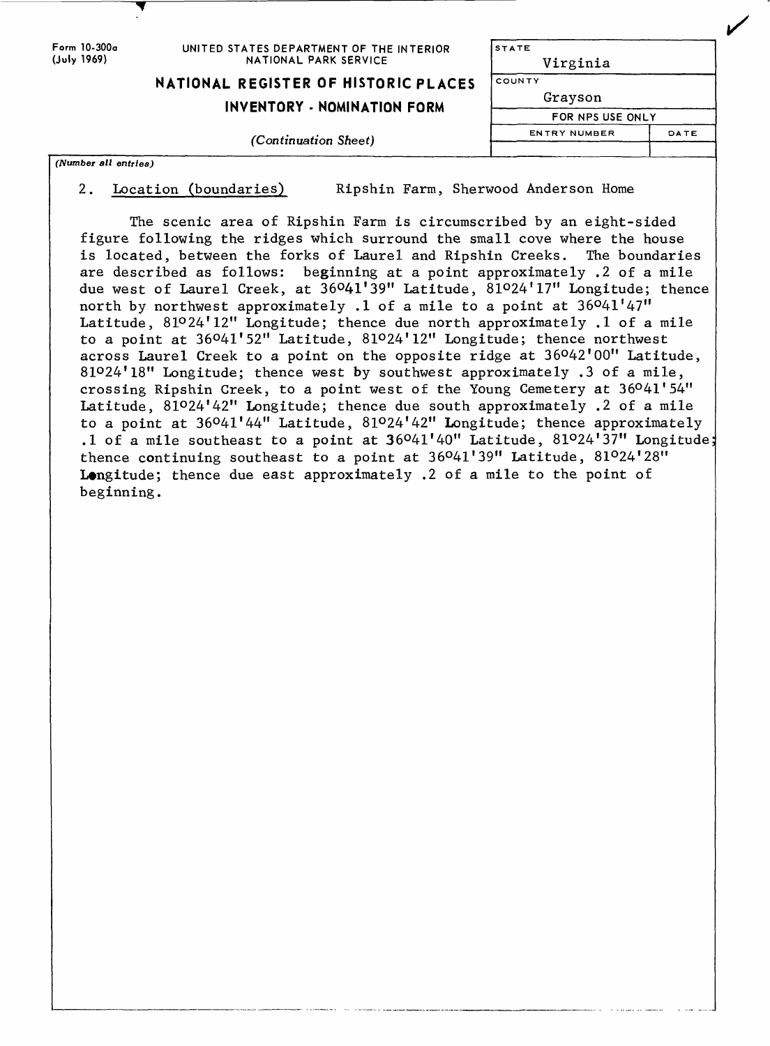Form 10-300a
(July 1969)

UNITED STATES DEPARTMENT OF THE INTERIOR
NATIONAL PARK SERVICE

**NATIONAL REGISTER OF HISTORIC PLACES**

**INVENTORY - NOMINATION FORM**

*(Continuation Sheet)*

| STATE | |
|---|---|
| Virginia | |
| COUNTY | |
| Grayson | |
| FOR NPS USE ONLY | |
| ENTRY NUMBER | DATE |
| | |

*(Number all entries)*

2. Location (boundaries) Ripshin Farm, Sherwood Anderson Home

The scenic area of Ripshin Farm is circumscribed by an eight-sided figure following the ridges which surround the small cove where the house is located, between the forks of Laurel and Ripshin Creeks. The boundaries are described as follows: beginning at a point approximately .2 of a mile due west of Laurel Creek, at 36°41'39" Latitude, 81°24'17" Longitude; thence north by northwest approximately .1 of a mile to a point at 36°41'47" Latitude, 81°24'12" Longitude; thence due north approximately .1 of a mile to a point at 36°41'52" Latitude, 81°24'12" Longitude; thence northwest across Laurel Creek to a point on the opposite ridge at 36°42'00" Latitude, 81°24'18" Longitude; thence west by southwest approximately .3 of a mile, crossing Ripshin Creek, to a point west of the Young Cemetery at 36°41'54" Latitude, 81°24'42" Longitude; thence due south approximately .2 of a mile to a point at 36°41'44" Latitude, 81°24'42" Longitude; thence approximately .1 of a mile southeast to a point at 36°41'40" Latitude, 81°24'37" Longitude; thence continuing southeast to a point at 36°41'39" Latitude, 81°24'28" Longitude; thence due east approximately .2 of a mile to the point of beginning.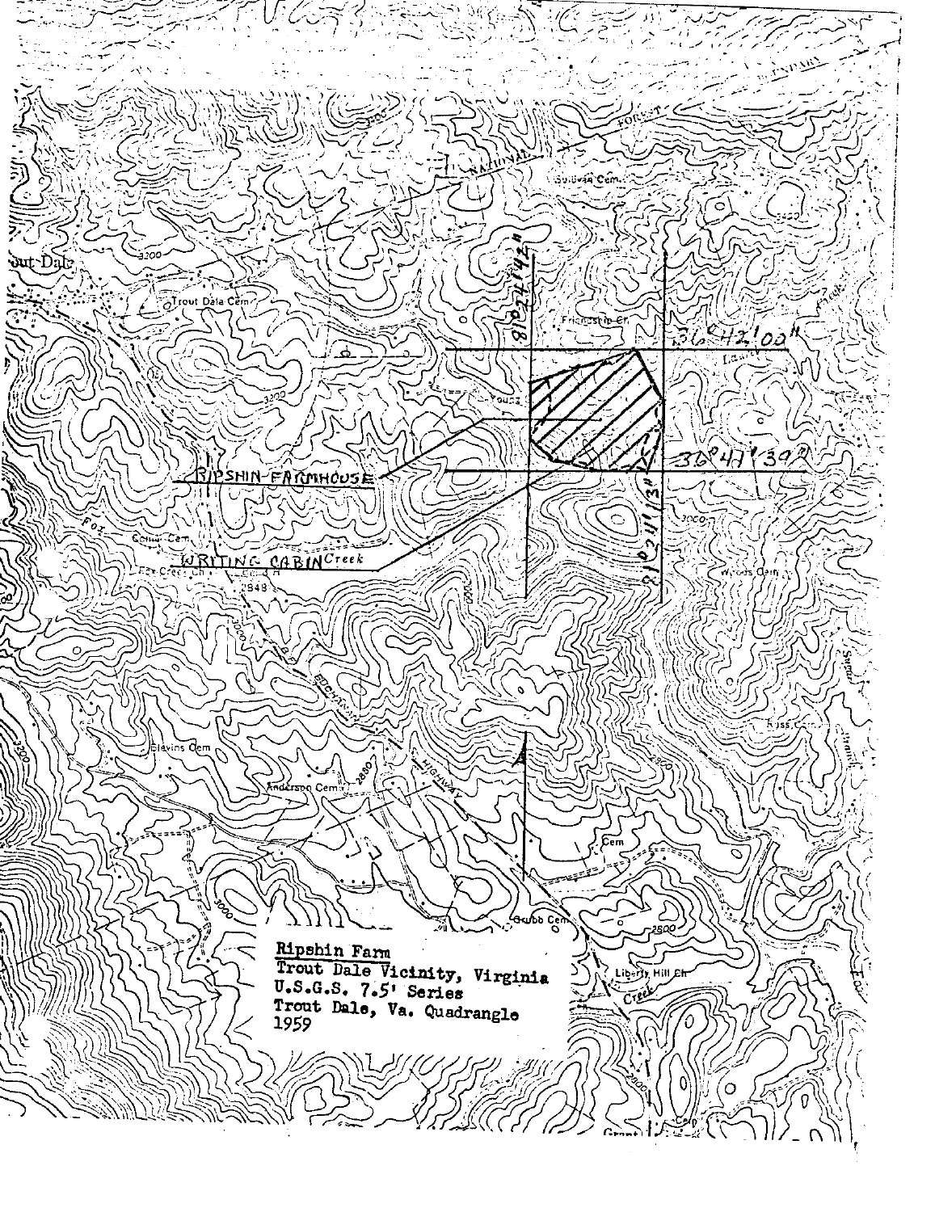RIPSHIN FARMHOUSE

WRITING CABIN

36°42'00"

36°41'39"

81°24'42"

81°24'13"

Ripshin Farm
Trout Dale Vicinity, Virginia
U.S.G.S. 7.5' Series
Trout Dale, Va. Quadrangle
1959